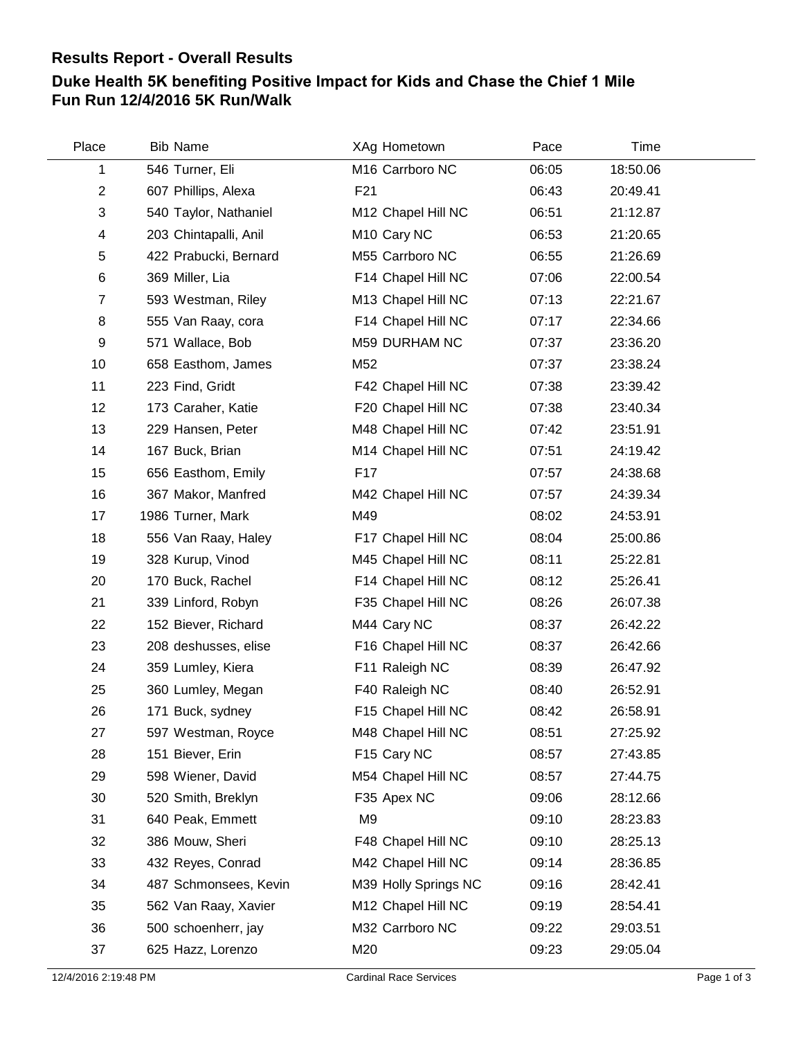## Results Report - Overall Results

## Duke Health 5K benefiting Positive Impact for Kids and Chase the Chief 1 Mile Fun Run 12/4/2016 5K Run/Walk

| Place | Bib | Name | XAg | Hometown | Pace | Time |
|---|---|---|---|---|---|---|
| 1 | 546 | Turner, Eli | M16 | Carrboro NC | 06:05 | 18:50.06 |
| 2 | 607 | Phillips, Alexa | F21 | | 06:43 | 20:49.41 |
| 3 | 540 | Taylor, Nathaniel | M12 | Chapel Hill NC | 06:51 | 21:12.87 |
| 4 | 203 | Chintapalli, Anil | M10 | Cary NC | 06:53 | 21:20.65 |
| 5 | 422 | Prabucki, Bernard | M55 | Carrboro NC | 06:55 | 21:26.69 |
| 6 | 369 | Miller, Lia | F14 | Chapel Hill NC | 07:06 | 22:00.54 |
| 7 | 593 | Westman, Riley | M13 | Chapel Hill NC | 07:13 | 22:21.67 |
| 8 | 555 | Van Raay, cora | F14 | Chapel Hill NC | 07:17 | 22:34.66 |
| 9 | 571 | Wallace, Bob | M59 | DURHAM NC | 07:37 | 23:36.20 |
| 10 | 658 | Easthom, James | M52 | | 07:37 | 23:38.24 |
| 11 | 223 | Find, Gridt | F42 | Chapel Hill NC | 07:38 | 23:39.42 |
| 12 | 173 | Caraher, Katie | F20 | Chapel Hill NC | 07:38 | 23:40.34 |
| 13 | 229 | Hansen, Peter | M48 | Chapel Hill NC | 07:42 | 23:51.91 |
| 14 | 167 | Buck, Brian | M14 | Chapel Hill NC | 07:51 | 24:19.42 |
| 15 | 656 | Easthom, Emily | F17 | | 07:57 | 24:38.68 |
| 16 | 367 | Makor, Manfred | M42 | Chapel Hill NC | 07:57 | 24:39.34 |
| 17 | 1986 | Turner, Mark | M49 | | 08:02 | 24:53.91 |
| 18 | 556 | Van Raay, Haley | F17 | Chapel Hill NC | 08:04 | 25:00.86 |
| 19 | 328 | Kurup, Vinod | M45 | Chapel Hill NC | 08:11 | 25:22.81 |
| 20 | 170 | Buck, Rachel | F14 | Chapel Hill NC | 08:12 | 25:26.41 |
| 21 | 339 | Linford, Robyn | F35 | Chapel Hill NC | 08:26 | 26:07.38 |
| 22 | 152 | Biever, Richard | M44 | Cary NC | 08:37 | 26:42.22 |
| 23 | 208 | deshusses, elise | F16 | Chapel Hill NC | 08:37 | 26:42.66 |
| 24 | 359 | Lumley, Kiera | F11 | Raleigh NC | 08:39 | 26:47.92 |
| 25 | 360 | Lumley, Megan | F40 | Raleigh NC | 08:40 | 26:52.91 |
| 26 | 171 | Buck, sydney | F15 | Chapel Hill NC | 08:42 | 26:58.91 |
| 27 | 597 | Westman, Royce | M48 | Chapel Hill NC | 08:51 | 27:25.92 |
| 28 | 151 | Biever, Erin | F15 | Cary NC | 08:57 | 27:43.85 |
| 29 | 598 | Wiener, David | M54 | Chapel Hill NC | 08:57 | 27:44.75 |
| 30 | 520 | Smith, Breklyn | F35 | Apex NC | 09:06 | 28:12.66 |
| 31 | 640 | Peak, Emmett | M9 | | 09:10 | 28:23.83 |
| 32 | 386 | Mouw, Sheri | F48 | Chapel Hill NC | 09:10 | 28:25.13 |
| 33 | 432 | Reyes, Conrad | M42 | Chapel Hill NC | 09:14 | 28:36.85 |
| 34 | 487 | Schmonsees, Kevin | M39 | Holly Springs NC | 09:16 | 28:42.41 |
| 35 | 562 | Van Raay, Xavier | M12 | Chapel Hill NC | 09:19 | 28:54.41 |
| 36 | 500 | schoenherr, jay | M32 | Carrboro NC | 09:22 | 29:03.51 |
| 37 | 625 | Hazz, Lorenzo | M20 | | 09:23 | 29:05.04 |

12/4/2016 2:19:48 PM — Cardinal Race Services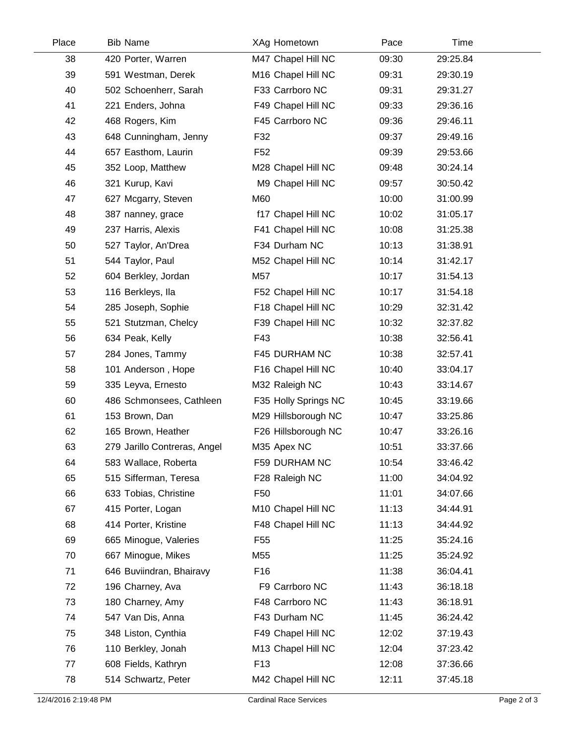| Place | Bib | Name | XAg | Hometown | Pace | Time |
|---|---|---|---|---|---|---|
| 38 | 420 | Porter, Warren | M47 | Chapel Hill NC | 09:30 | 29:25.84 |
| 39 | 591 | Westman, Derek | M16 | Chapel Hill NC | 09:31 | 29:30.19 |
| 40 | 502 | Schoenherr, Sarah | F33 | Carrboro NC | 09:31 | 29:31.27 |
| 41 | 221 | Enders, Johna | F49 | Chapel Hill NC | 09:33 | 29:36.16 |
| 42 | 468 | Rogers, Kim | F45 | Carrboro NC | 09:36 | 29:46.11 |
| 43 | 648 | Cunningham, Jenny | F32 | | 09:37 | 29:49.16 |
| 44 | 657 | Easthom, Laurin | F52 | | 09:39 | 29:53.66 |
| 45 | 352 | Loop, Matthew | M28 | Chapel Hill NC | 09:48 | 30:24.14 |
| 46 | 321 | Kurup, Kavi | M9 | Chapel Hill NC | 09:57 | 30:50.42 |
| 47 | 627 | Mcgarry, Steven | M60 | | 10:00 | 31:00.99 |
| 48 | 387 | nanney, grace | f17 | Chapel Hill NC | 10:02 | 31:05.17 |
| 49 | 237 | Harris, Alexis | F41 | Chapel Hill NC | 10:08 | 31:25.38 |
| 50 | 527 | Taylor, An'Drea | F34 | Durham NC | 10:13 | 31:38.91 |
| 51 | 544 | Taylor, Paul | M52 | Chapel Hill NC | 10:14 | 31:42.17 |
| 52 | 604 | Berkley, Jordan | M57 | | 10:17 | 31:54.13 |
| 53 | 116 | Berkleys, Ila | F52 | Chapel Hill NC | 10:17 | 31:54.18 |
| 54 | 285 | Joseph, Sophie | F18 | Chapel Hill NC | 10:29 | 32:31.42 |
| 55 | 521 | Stutzman, Chelcy | F39 | Chapel Hill NC | 10:32 | 32:37.82 |
| 56 | 634 | Peak, Kelly | F43 | | 10:38 | 32:56.41 |
| 57 | 284 | Jones, Tammy | F45 | DURHAM NC | 10:38 | 32:57.41 |
| 58 | 101 | Anderson , Hope | F16 | Chapel Hill NC | 10:40 | 33:04.17 |
| 59 | 335 | Leyva, Ernesto | M32 | Raleigh NC | 10:43 | 33:14.67 |
| 60 | 486 | Schmonsees, Cathleen | F35 | Holly Springs NC | 10:45 | 33:19.66 |
| 61 | 153 | Brown, Dan | M29 | Hillsborough NC | 10:47 | 33:25.86 |
| 62 | 165 | Brown, Heather | F26 | Hillsborough NC | 10:47 | 33:26.16 |
| 63 | 279 | Jarillo Contreras, Angel | M35 | Apex NC | 10:51 | 33:37.66 |
| 64 | 583 | Wallace, Roberta | F59 | DURHAM NC | 10:54 | 33:46.42 |
| 65 | 515 | Sifferman, Teresa | F28 | Raleigh NC | 11:00 | 34:04.92 |
| 66 | 633 | Tobias, Christine | F50 | | 11:01 | 34:07.66 |
| 67 | 415 | Porter, Logan | M10 | Chapel Hill NC | 11:13 | 34:44.91 |
| 68 | 414 | Porter, Kristine | F48 | Chapel Hill NC | 11:13 | 34:44.92 |
| 69 | 665 | Minogue, Valeries | F55 | | 11:25 | 35:24.16 |
| 70 | 667 | Minogue, Mikes | M55 | | 11:25 | 35:24.92 |
| 71 | 646 | Buviindran, Bhairavy | F16 | | 11:38 | 36:04.41 |
| 72 | 196 | Charney, Ava | F9 | Carrboro NC | 11:43 | 36:18.18 |
| 73 | 180 | Charney, Amy | F48 | Carrboro NC | 11:43 | 36:18.91 |
| 74 | 547 | Van Dis, Anna | F43 | Durham NC | 11:45 | 36:24.42 |
| 75 | 348 | Liston, Cynthia | F49 | Chapel Hill NC | 12:02 | 37:19.43 |
| 76 | 110 | Berkley, Jonah | M13 | Chapel Hill NC | 12:04 | 37:23.42 |
| 77 | 608 | Fields, Kathryn | F13 | | 12:08 | 37:36.66 |
| 78 | 514 | Schwartz, Peter | M42 | Chapel Hill NC | 12:11 | 37:45.18 |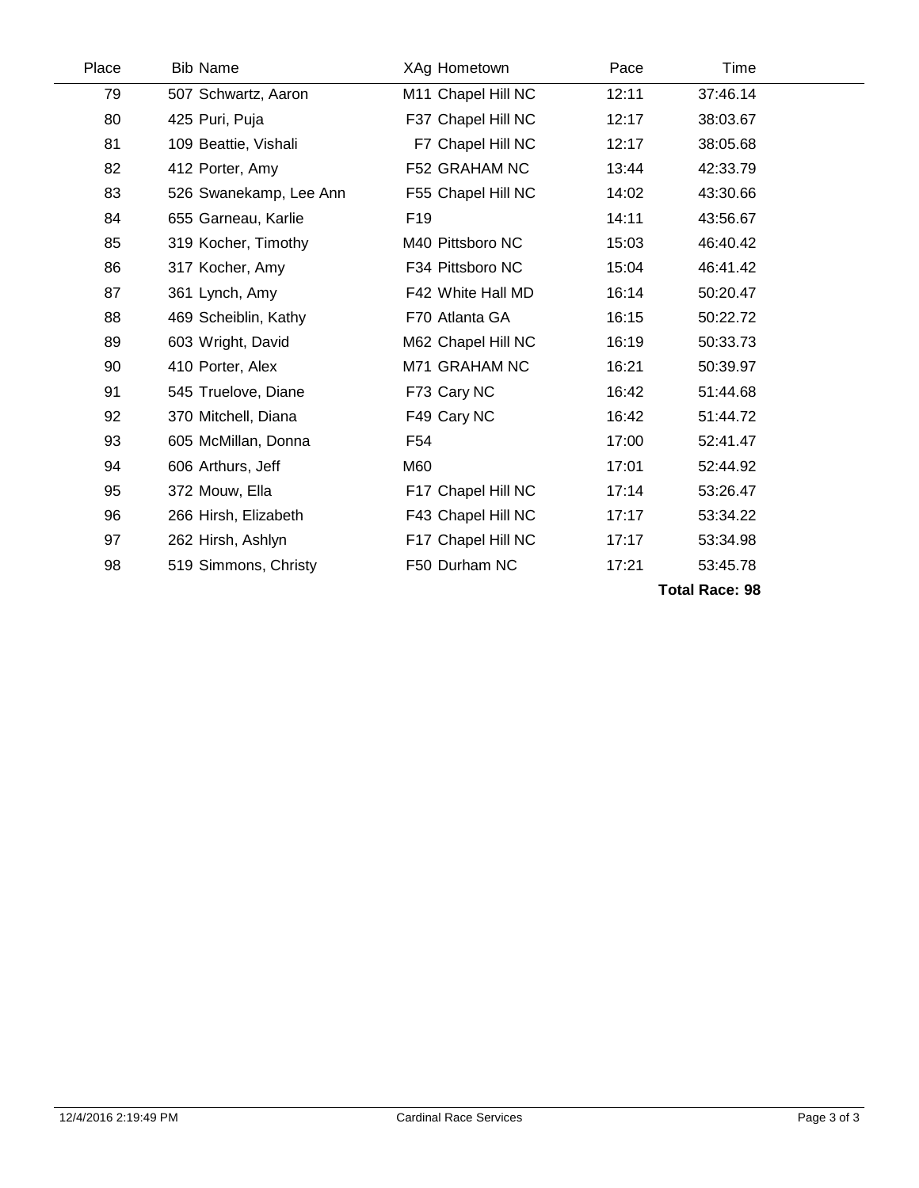| Place | Bib | Name | XAg | Hometown | Pace | Time |
|---|---|---|---|---|---|---|
| 79 | 507 | Schwartz, Aaron | M11 | Chapel Hill NC | 12:11 | 37:46.14 |
| 80 | 425 | Puri, Puja | F37 | Chapel Hill NC | 12:17 | 38:03.67 |
| 81 | 109 | Beattie, Vishali | F7 | Chapel Hill NC | 12:17 | 38:05.68 |
| 82 | 412 | Porter, Amy | F52 | GRAHAM NC | 13:44 | 42:33.79 |
| 83 | 526 | Swanekamp, Lee Ann | F55 | Chapel Hill NC | 14:02 | 43:30.66 |
| 84 | 655 | Garneau, Karlie | F19 | | 14:11 | 43:56.67 |
| 85 | 319 | Kocher, Timothy | M40 | Pittsboro NC | 15:03 | 46:40.42 |
| 86 | 317 | Kocher, Amy | F34 | Pittsboro NC | 15:04 | 46:41.42 |
| 87 | 361 | Lynch, Amy | F42 | White Hall MD | 16:14 | 50:20.47 |
| 88 | 469 | Scheiblin, Kathy | F70 | Atlanta GA | 16:15 | 50:22.72 |
| 89 | 603 | Wright, David | M62 | Chapel Hill NC | 16:19 | 50:33.73 |
| 90 | 410 | Porter, Alex | M71 | GRAHAM NC | 16:21 | 50:39.97 |
| 91 | 545 | Truelove, Diane | F73 | Cary NC | 16:42 | 51:44.68 |
| 92 | 370 | Mitchell, Diana | F49 | Cary NC | 16:42 | 51:44.72 |
| 93 | 605 | McMillan, Donna | F54 | | 17:00 | 52:41.47 |
| 94 | 606 | Arthurs, Jeff | M60 | | 17:01 | 52:44.92 |
| 95 | 372 | Mouw, Ella | F17 | Chapel Hill NC | 17:14 | 53:26.47 |
| 96 | 266 | Hirsh, Elizabeth | F43 | Chapel Hill NC | 17:17 | 53:34.22 |
| 97 | 262 | Hirsh, Ashlyn | F17 | Chapel Hill NC | 17:17 | 53:34.98 |
| 98 | 519 | Simmons, Christy | F50 | Durham NC | 17:21 | 53:45.78 |

**Total Race: 98**

12/4/2016 2:19:49 PM — Cardinal Race Services